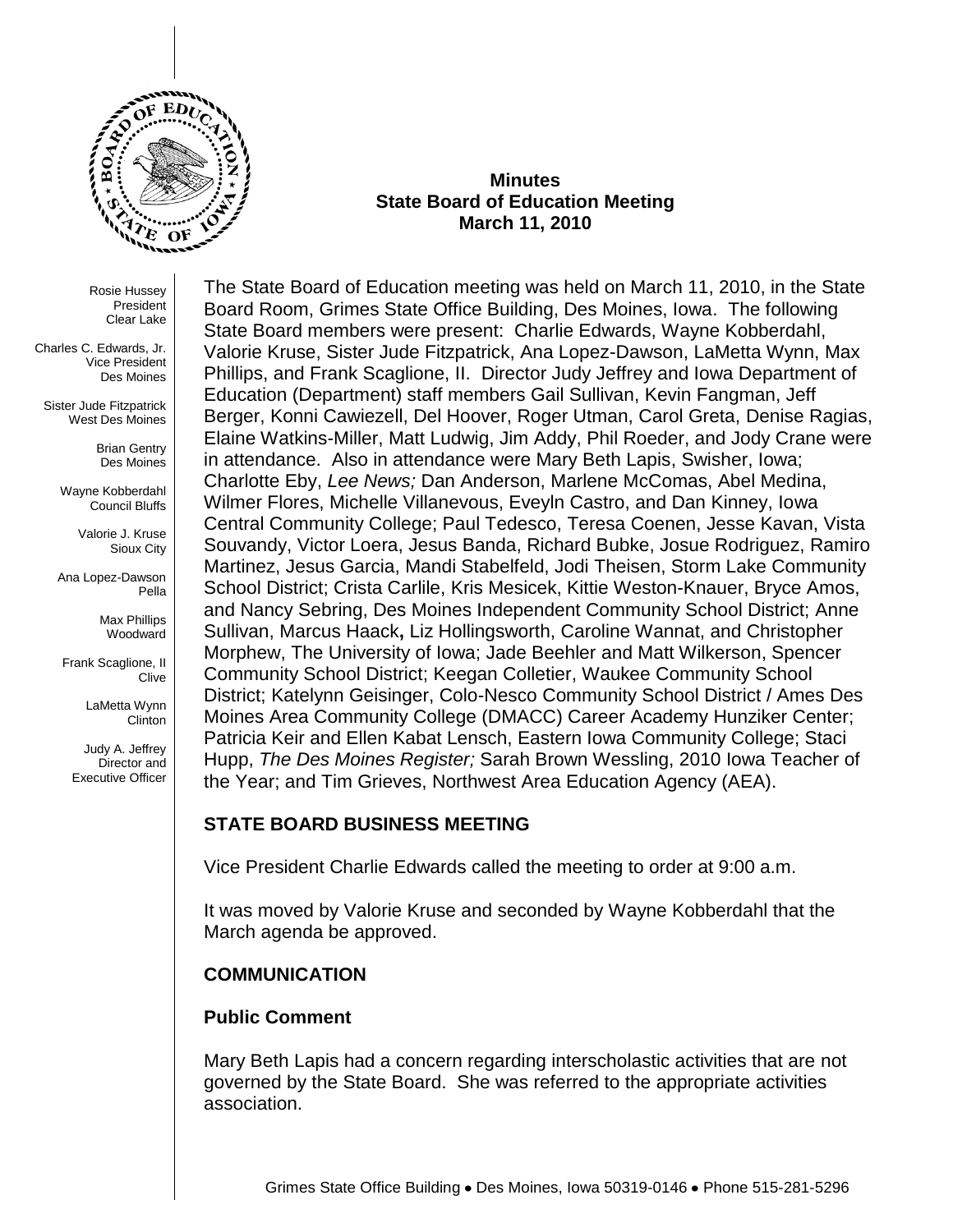# Minutes
## State Board of Education Meeting
### March 11, 2010

Rosie Hussey
President
Clear Lake

Charles C. Edwards, Jr.
Vice President
Des Moines

Sister Jude Fitzpatrick
West Des Moines

Brian Gentry
Des Moines

Wayne Kobberdahl
Council Bluffs

Valorie J. Kruse
Sioux City

Ana Lopez-Dawson
Pella

Max Phillips
Woodward

Frank Scaglione, II
Clive

LaMetta Wynn
Clinton

Judy A. Jeffrey
Director and
Executive Officer

The State Board of Education meeting was held on March 11, 2010, in the State Board Room, Grimes State Office Building, Des Moines, Iowa. The following State Board members were present: Charlie Edwards, Wayne Kobberdahl, Valorie Kruse, Sister Jude Fitzpatrick, Ana Lopez-Dawson, LaMetta Wynn, Max Phillips, and Frank Scaglione, II. Director Judy Jeffrey and Iowa Department of Education (Department) staff members Gail Sullivan, Kevin Fangman, Jeff Berger, Konni Cawiezell, Del Hoover, Roger Utman, Carol Greta, Denise Ragias, Elaine Watkins-Miller, Matt Ludwig, Jim Addy, Phil Roeder, and Jody Crane were in attendance. Also in attendance were Mary Beth Lapis, Swisher, Iowa; Charlotte Eby, *Lee News;* Dan Anderson, Marlene McComas, Abel Medina, Wilmer Flores, Michelle Villanevous, Eveyln Castro, and Dan Kinney, Iowa Central Community College; Paul Tedesco, Teresa Coenen, Jesse Kavan, Vista Souvandy, Victor Loera, Jesus Banda, Richard Bubke, Josue Rodriguez, Ramiro Martinez, Jesus Garcia, Mandi Stabelfeld, Jodi Theisen, Storm Lake Community School District; Crista Carlile, Kris Mesicek, Kittie Weston-Knauer, Bryce Amos, and Nancy Sebring, Des Moines Independent Community School District; Anne Sullivan, Marcus Haack, Liz Hollingsworth, Caroline Wannat, and Christopher Morphew, The University of Iowa; Jade Beehler and Matt Wilkerson, Spencer Community School District; Keegan Colletier, Waukee Community School District; Katelynn Geisinger, Colo-Nesco Community School District / Ames Des Moines Area Community College (DMACC) Career Academy Hunziker Center; Patricia Keir and Ellen Kabat Lensch, Eastern Iowa Community College; Staci Hupp, *The Des Moines Register;* Sarah Brown Wessling, 2010 Iowa Teacher of the Year; and Tim Grieves, Northwest Area Education Agency (AEA).

## STATE BOARD BUSINESS MEETING

Vice President Charlie Edwards called the meeting to order at 9:00 a.m.

It was moved by Valorie Kruse and seconded by Wayne Kobberdahl that the March agenda be approved.

## COMMUNICATION

### Public Comment

Mary Beth Lapis had a concern regarding interscholastic activities that are not governed by the State Board. She was referred to the appropriate activities association.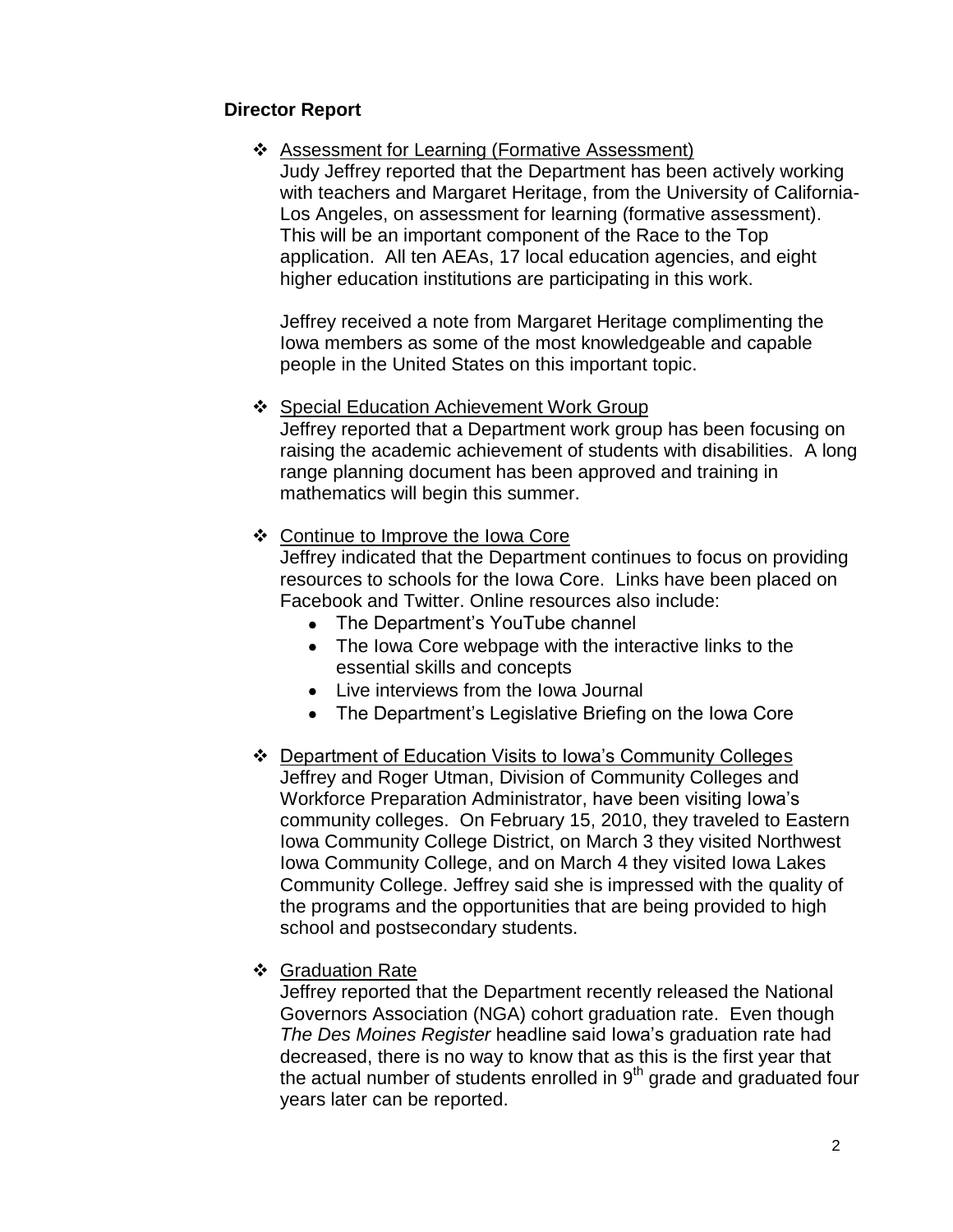## Director Report

- Assessment for Learning (Formative Assessment)

  Judy Jeffrey reported that the Department has been actively working with teachers and Margaret Heritage, from the University of California-Los Angeles, on assessment for learning (formative assessment). This will be an important component of the Race to the Top application. All ten AEAs, 17 local education agencies, and eight higher education institutions are participating in this work.

  Jeffrey received a note from Margaret Heritage complimenting the Iowa members as some of the most knowledgeable and capable people in the United States on this important topic.

- Special Education Achievement Work Group

  Jeffrey reported that a Department work group has been focusing on raising the academic achievement of students with disabilities. A long range planning document has been approved and training in mathematics will begin this summer.

- Continue to Improve the Iowa Core

  Jeffrey indicated that the Department continues to focus on providing resources to schools for the Iowa Core. Links have been placed on Facebook and Twitter. Online resources also include:
  - The Department's YouTube channel
  - The Iowa Core webpage with the interactive links to the essential skills and concepts
  - Live interviews from the Iowa Journal
  - The Department's Legislative Briefing on the Iowa Core

- Department of Education Visits to Iowa's Community Colleges

  Jeffrey and Roger Utman, Division of Community Colleges and Workforce Preparation Administrator, have been visiting Iowa's community colleges. On February 15, 2010, they traveled to Eastern Iowa Community College District, on March 3 they visited Northwest Iowa Community College, and on March 4 they visited Iowa Lakes Community College. Jeffrey said she is impressed with the quality of the programs and the opportunities that are being provided to high school and postsecondary students.

- Graduation Rate

  Jeffrey reported that the Department recently released the National Governors Association (NGA) cohort graduation rate. Even though *The Des Moines Register* headline said Iowa's graduation rate had decreased, there is no way to know that as this is the first year that the actual number of students enrolled in 9th grade and graduated four years later can be reported.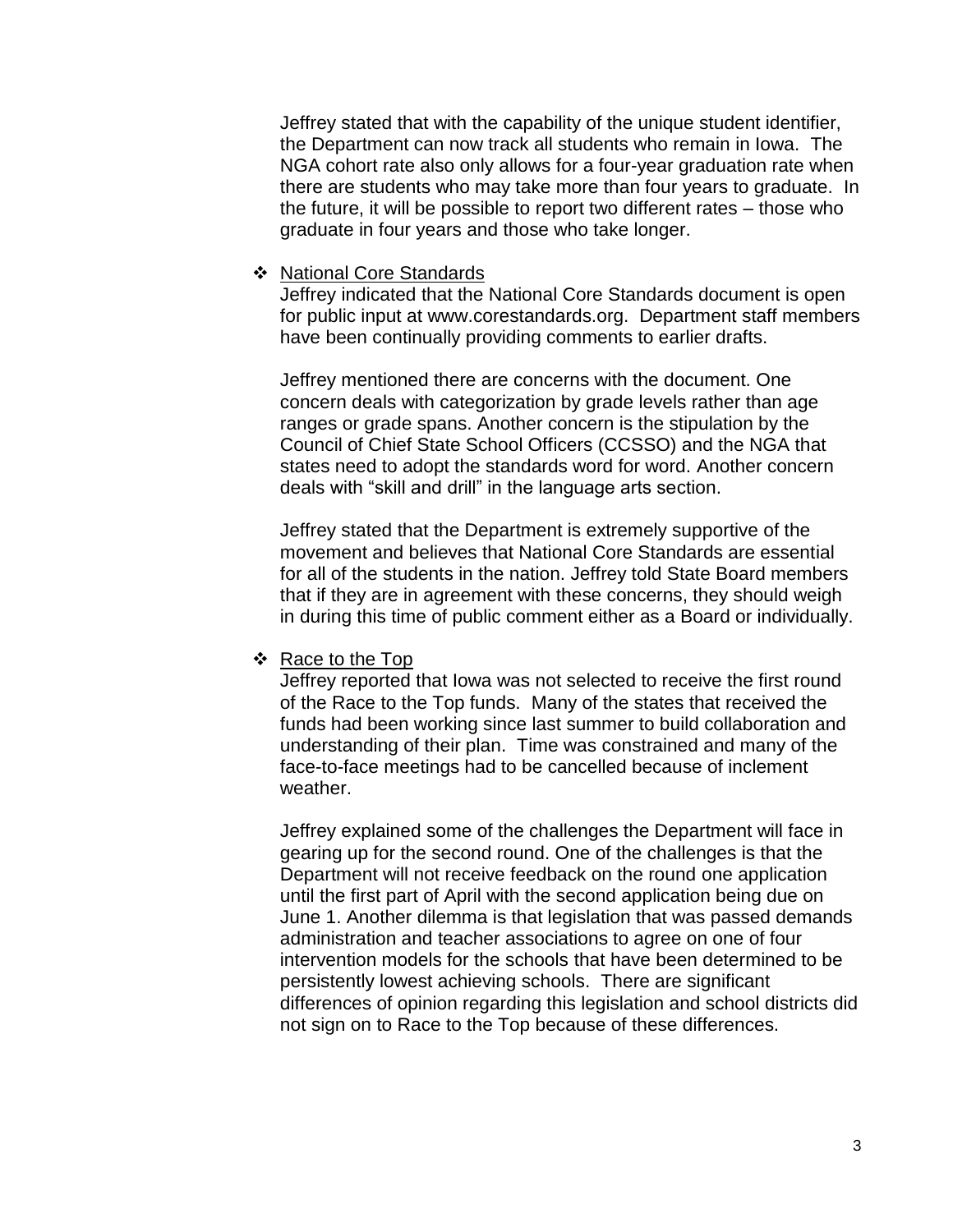Jeffrey stated that with the capability of the unique student identifier, the Department can now track all students who remain in Iowa. The NGA cohort rate also only allows for a four-year graduation rate when there are students who may take more than four years to graduate. In the future, it will be possible to report two different rates – those who graduate in four years and those who take longer.

- National Core Standards

  Jeffrey indicated that the National Core Standards document is open for public input at www.corestandards.org. Department staff members have been continually providing comments to earlier drafts.

  Jeffrey mentioned there are concerns with the document. One concern deals with categorization by grade levels rather than age ranges or grade spans. Another concern is the stipulation by the Council of Chief State School Officers (CCSSO) and the NGA that states need to adopt the standards word for word. Another concern deals with "skill and drill" in the language arts section.

  Jeffrey stated that the Department is extremely supportive of the movement and believes that National Core Standards are essential for all of the students in the nation. Jeffrey told State Board members that if they are in agreement with these concerns, they should weigh in during this time of public comment either as a Board or individually.

- Race to the Top

  Jeffrey reported that Iowa was not selected to receive the first round of the Race to the Top funds. Many of the states that received the funds had been working since last summer to build collaboration and understanding of their plan. Time was constrained and many of the face-to-face meetings had to be cancelled because of inclement weather.

  Jeffrey explained some of the challenges the Department will face in gearing up for the second round. One of the challenges is that the Department will not receive feedback on the round one application until the first part of April with the second application being due on June 1. Another dilemma is that legislation that was passed demands administration and teacher associations to agree on one of four intervention models for the schools that have been determined to be persistently lowest achieving schools. There are significant differences of opinion regarding this legislation and school districts did not sign on to Race to the Top because of these differences.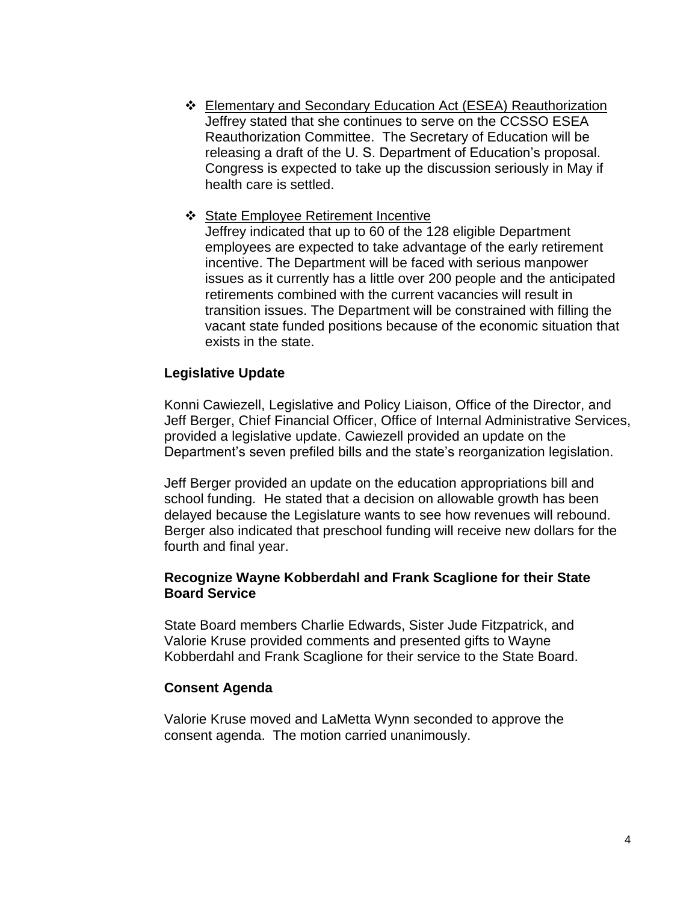- Elementary and Secondary Education Act (ESEA) Reauthorization
  Jeffrey stated that she continues to serve on the CCSSO ESEA Reauthorization Committee. The Secretary of Education will be releasing a draft of the U. S. Department of Education's proposal. Congress is expected to take up the discussion seriously in May if health care is settled.

- State Employee Retirement Incentive
  Jeffrey indicated that up to 60 of the 128 eligible Department employees are expected to take advantage of the early retirement incentive. The Department will be faced with serious manpower issues as it currently has a little over 200 people and the anticipated retirements combined with the current vacancies will result in transition issues. The Department will be constrained with filling the vacant state funded positions because of the economic situation that exists in the state.

**Legislative Update**

Konni Cawiezell, Legislative and Policy Liaison, Office of the Director, and Jeff Berger, Chief Financial Officer, Office of Internal Administrative Services, provided a legislative update. Cawiezell provided an update on the Department's seven prefiled bills and the state's reorganization legislation.

Jeff Berger provided an update on the education appropriations bill and school funding. He stated that a decision on allowable growth has been delayed because the Legislature wants to see how revenues will rebound. Berger also indicated that preschool funding will receive new dollars for the fourth and final year.

**Recognize Wayne Kobberdahl and Frank Scaglione for their State Board Service**

State Board members Charlie Edwards, Sister Jude Fitzpatrick, and Valorie Kruse provided comments and presented gifts to Wayne Kobberdahl and Frank Scaglione for their service to the State Board.

**Consent Agenda**

Valorie Kruse moved and LaMetta Wynn seconded to approve the consent agenda. The motion carried unanimously.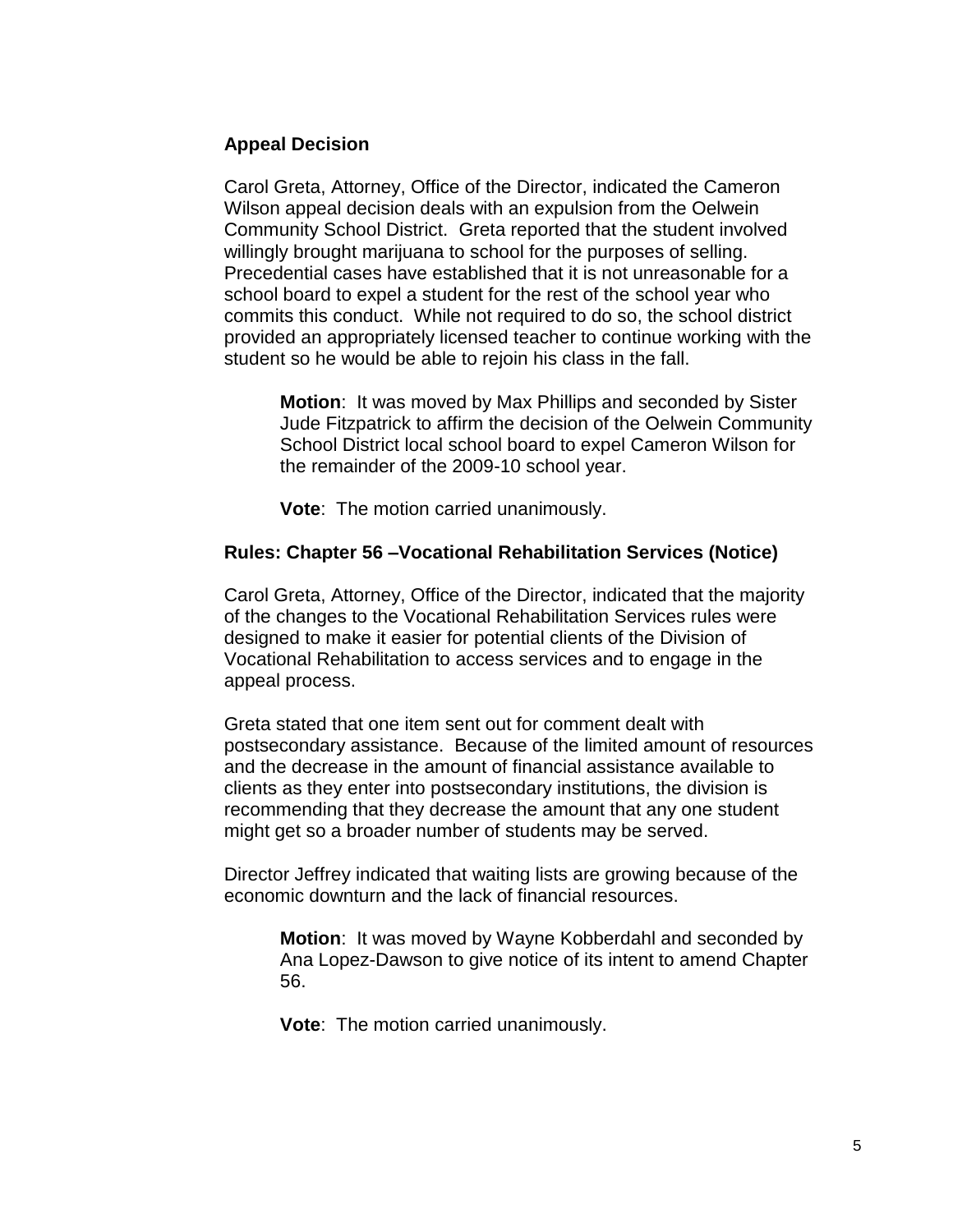**Appeal Decision**

Carol Greta, Attorney, Office of the Director, indicated the Cameron Wilson appeal decision deals with an expulsion from the Oelwein Community School District. Greta reported that the student involved willingly brought marijuana to school for the purposes of selling. Precedential cases have established that it is not unreasonable for a school board to expel a student for the rest of the school year who commits this conduct. While not required to do so, the school district provided an appropriately licensed teacher to continue working with the student so he would be able to rejoin his class in the fall.

> **Motion**: It was moved by Max Phillips and seconded by Sister Jude Fitzpatrick to affirm the decision of the Oelwein Community School District local school board to expel Cameron Wilson for the remainder of the 2009-10 school year.
>
> **Vote**: The motion carried unanimously.

**Rules: Chapter 56 –Vocational Rehabilitation Services (Notice)**

Carol Greta, Attorney, Office of the Director, indicated that the majority of the changes to the Vocational Rehabilitation Services rules were designed to make it easier for potential clients of the Division of Vocational Rehabilitation to access services and to engage in the appeal process.

Greta stated that one item sent out for comment dealt with postsecondary assistance. Because of the limited amount of resources and the decrease in the amount of financial assistance available to clients as they enter into postsecondary institutions, the division is recommending that they decrease the amount that any one student might get so a broader number of students may be served.

Director Jeffrey indicated that waiting lists are growing because of the economic downturn and the lack of financial resources.

> **Motion**: It was moved by Wayne Kobberdahl and seconded by Ana Lopez-Dawson to give notice of its intent to amend Chapter 56.
>
> **Vote**: The motion carried unanimously.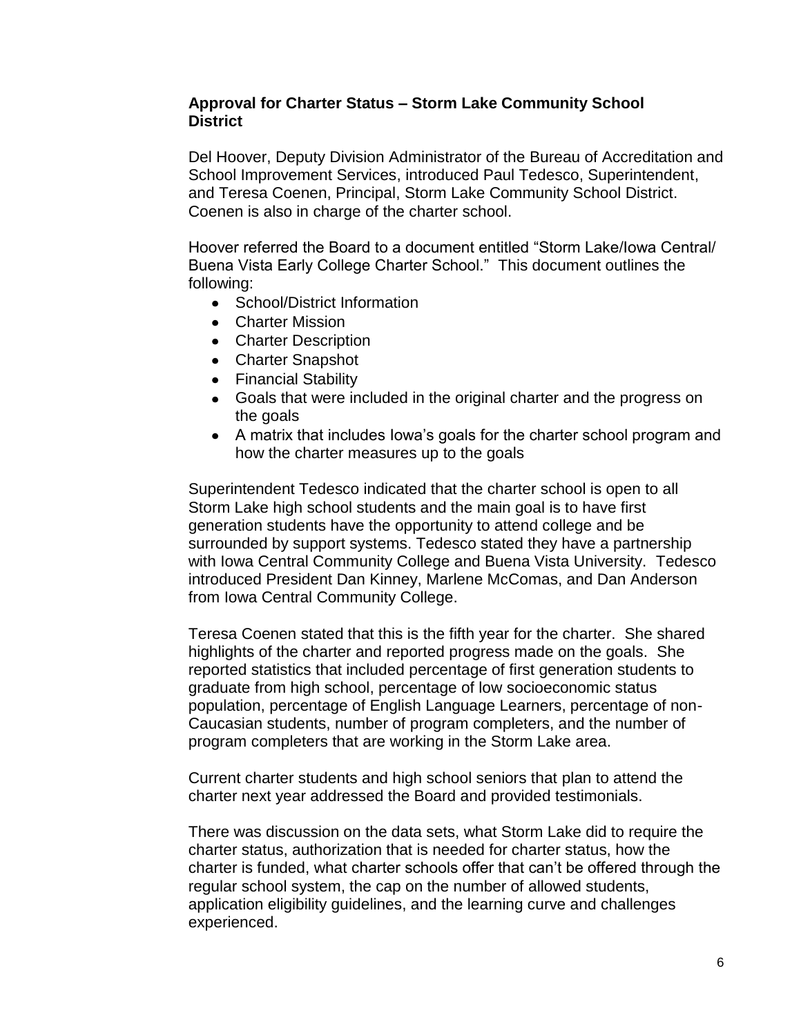### Approval for Charter Status – Storm Lake Community School District

Del Hoover, Deputy Division Administrator of the Bureau of Accreditation and School Improvement Services, introduced Paul Tedesco, Superintendent, and Teresa Coenen, Principal, Storm Lake Community School District. Coenen is also in charge of the charter school.

Hoover referred the Board to a document entitled "Storm Lake/Iowa Central/ Buena Vista Early College Charter School." This document outlines the following:

- School/District Information
- Charter Mission
- Charter Description
- Charter Snapshot
- Financial Stability
- Goals that were included in the original charter and the progress on the goals
- A matrix that includes Iowa's goals for the charter school program and how the charter measures up to the goals

Superintendent Tedesco indicated that the charter school is open to all Storm Lake high school students and the main goal is to have first generation students have the opportunity to attend college and be surrounded by support systems. Tedesco stated they have a partnership with Iowa Central Community College and Buena Vista University. Tedesco introduced President Dan Kinney, Marlene McComas, and Dan Anderson from Iowa Central Community College.

Teresa Coenen stated that this is the fifth year for the charter. She shared highlights of the charter and reported progress made on the goals. She reported statistics that included percentage of first generation students to graduate from high school, percentage of low socioeconomic status population, percentage of English Language Learners, percentage of non-Caucasian students, number of program completers, and the number of program completers that are working in the Storm Lake area.

Current charter students and high school seniors that plan to attend the charter next year addressed the Board and provided testimonials.

There was discussion on the data sets, what Storm Lake did to require the charter status, authorization that is needed for charter status, how the charter is funded, what charter schools offer that can't be offered through the regular school system, the cap on the number of allowed students, application eligibility guidelines, and the learning curve and challenges experienced.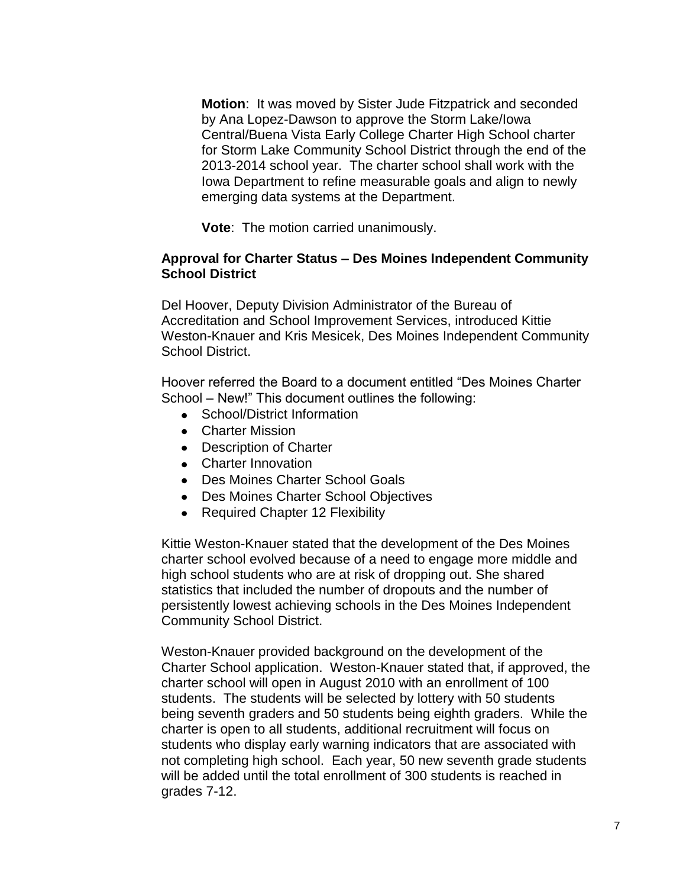**Motion**: It was moved by Sister Jude Fitzpatrick and seconded by Ana Lopez-Dawson to approve the Storm Lake/Iowa Central/Buena Vista Early College Charter High School charter for Storm Lake Community School District through the end of the 2013-2014 school year. The charter school shall work with the Iowa Department to refine measurable goals and align to newly emerging data systems at the Department.

**Vote**: The motion carried unanimously.

**Approval for Charter Status – Des Moines Independent Community School District**

Del Hoover, Deputy Division Administrator of the Bureau of Accreditation and School Improvement Services, introduced Kittie Weston-Knauer and Kris Mesicek, Des Moines Independent Community School District.

Hoover referred the Board to a document entitled "Des Moines Charter School – New!" This document outlines the following:

- School/District Information
- Charter Mission
- Description of Charter
- Charter Innovation
- Des Moines Charter School Goals
- Des Moines Charter School Objectives
- Required Chapter 12 Flexibility

Kittie Weston-Knauer stated that the development of the Des Moines charter school evolved because of a need to engage more middle and high school students who are at risk of dropping out. She shared statistics that included the number of dropouts and the number of persistently lowest achieving schools in the Des Moines Independent Community School District.

Weston-Knauer provided background on the development of the Charter School application. Weston-Knauer stated that, if approved, the charter school will open in August 2010 with an enrollment of 100 students. The students will be selected by lottery with 50 students being seventh graders and 50 students being eighth graders. While the charter is open to all students, additional recruitment will focus on students who display early warning indicators that are associated with not completing high school. Each year, 50 new seventh grade students will be added until the total enrollment of 300 students is reached in grades 7-12.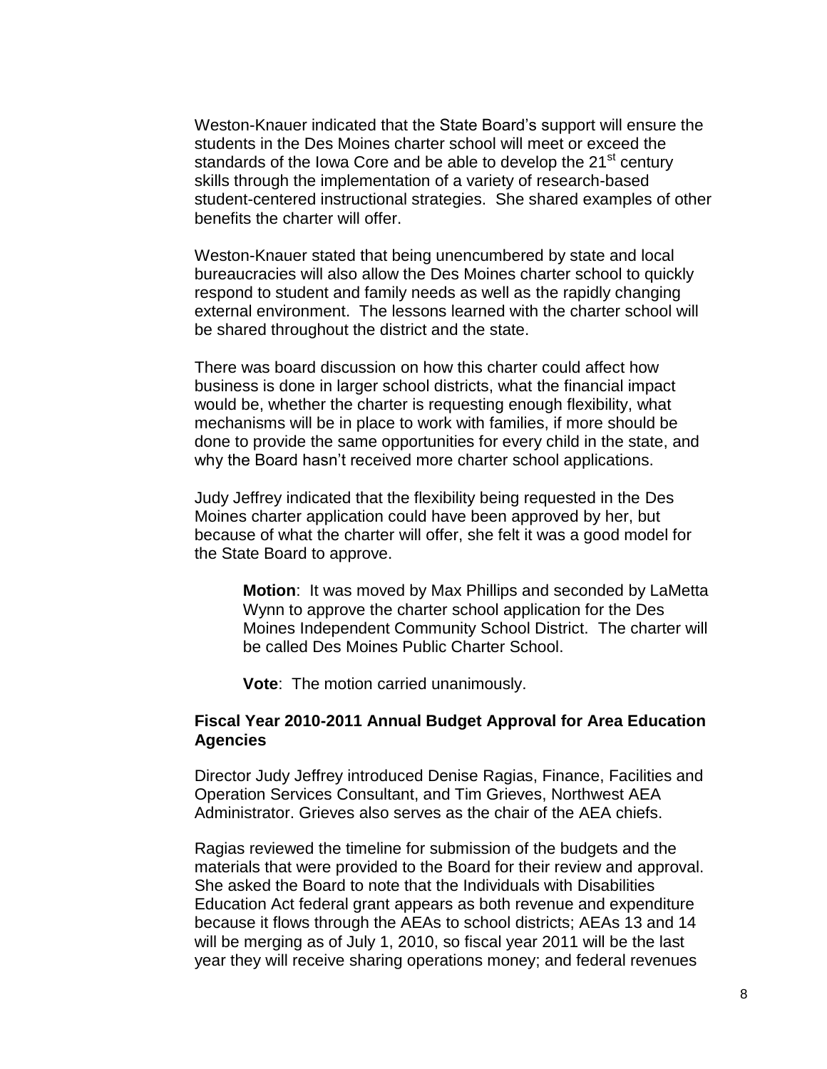Weston-Knauer indicated that the State Board's support will ensure the students in the Des Moines charter school will meet or exceed the standards of the Iowa Core and be able to develop the 21st century skills through the implementation of a variety of research-based student-centered instructional strategies. She shared examples of other benefits the charter will offer.

Weston-Knauer stated that being unencumbered by state and local bureaucracies will also allow the Des Moines charter school to quickly respond to student and family needs as well as the rapidly changing external environment. The lessons learned with the charter school will be shared throughout the district and the state.

There was board discussion on how this charter could affect how business is done in larger school districts, what the financial impact would be, whether the charter is requesting enough flexibility, what mechanisms will be in place to work with families, if more should be done to provide the same opportunities for every child in the state, and why the Board hasn't received more charter school applications.

Judy Jeffrey indicated that the flexibility being requested in the Des Moines charter application could have been approved by her, but because of what the charter will offer, she felt it was a good model for the State Board to approve.

> **Motion**: It was moved by Max Phillips and seconded by LaMetta Wynn to approve the charter school application for the Des Moines Independent Community School District. The charter will be called Des Moines Public Charter School.
>
> **Vote**: The motion carried unanimously.

**Fiscal Year 2010-2011 Annual Budget Approval for Area Education Agencies**

Director Judy Jeffrey introduced Denise Ragias, Finance, Facilities and Operation Services Consultant, and Tim Grieves, Northwest AEA Administrator. Grieves also serves as the chair of the AEA chiefs.

Ragias reviewed the timeline for submission of the budgets and the materials that were provided to the Board for their review and approval. She asked the Board to note that the Individuals with Disabilities Education Act federal grant appears as both revenue and expenditure because it flows through the AEAs to school districts; AEAs 13 and 14 will be merging as of July 1, 2010, so fiscal year 2011 will be the last year they will receive sharing operations money; and federal revenues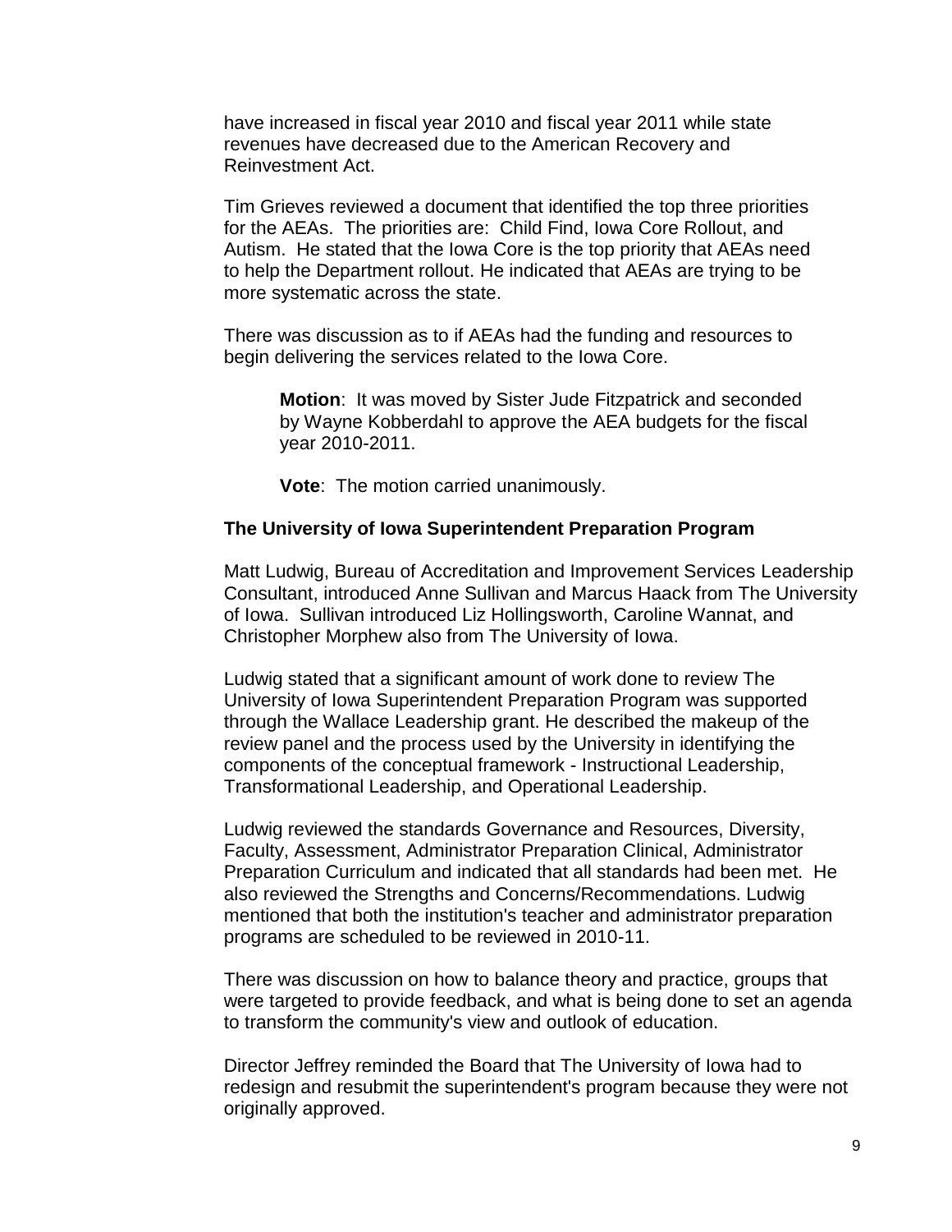have increased in fiscal year 2010 and fiscal year 2011 while state revenues have decreased due to the American Recovery and Reinvestment Act.

Tim Grieves reviewed a document that identified the top three priorities for the AEAs. The priorities are: Child Find, Iowa Core Rollout, and Autism. He stated that the Iowa Core is the top priority that AEAs need to help the Department rollout. He indicated that AEAs are trying to be more systematic across the state.

There was discussion as to if AEAs had the funding and resources to begin delivering the services related to the Iowa Core.

> **Motion**: It was moved by Sister Jude Fitzpatrick and seconded by Wayne Kobberdahl to approve the AEA budgets for the fiscal year 2010-2011.
>
> **Vote**: The motion carried unanimously.

**The University of Iowa Superintendent Preparation Program**

Matt Ludwig, Bureau of Accreditation and Improvement Services Leadership Consultant, introduced Anne Sullivan and Marcus Haack from The University of Iowa. Sullivan introduced Liz Hollingsworth, Caroline Wannat, and Christopher Morphew also from The University of Iowa.

Ludwig stated that a significant amount of work done to review The University of Iowa Superintendent Preparation Program was supported through the Wallace Leadership grant. He described the makeup of the review panel and the process used by the University in identifying the components of the conceptual framework - Instructional Leadership, Transformational Leadership, and Operational Leadership.

Ludwig reviewed the standards Governance and Resources, Diversity, Faculty, Assessment, Administrator Preparation Clinical, Administrator Preparation Curriculum and indicated that all standards had been met. He also reviewed the Strengths and Concerns/Recommendations. Ludwig mentioned that both the institution's teacher and administrator preparation programs are scheduled to be reviewed in 2010-11.

There was discussion on how to balance theory and practice, groups that were targeted to provide feedback, and what is being done to set an agenda to transform the community's view and outlook of education.

Director Jeffrey reminded the Board that The University of Iowa had to redesign and resubmit the superintendent's program because they were not originally approved.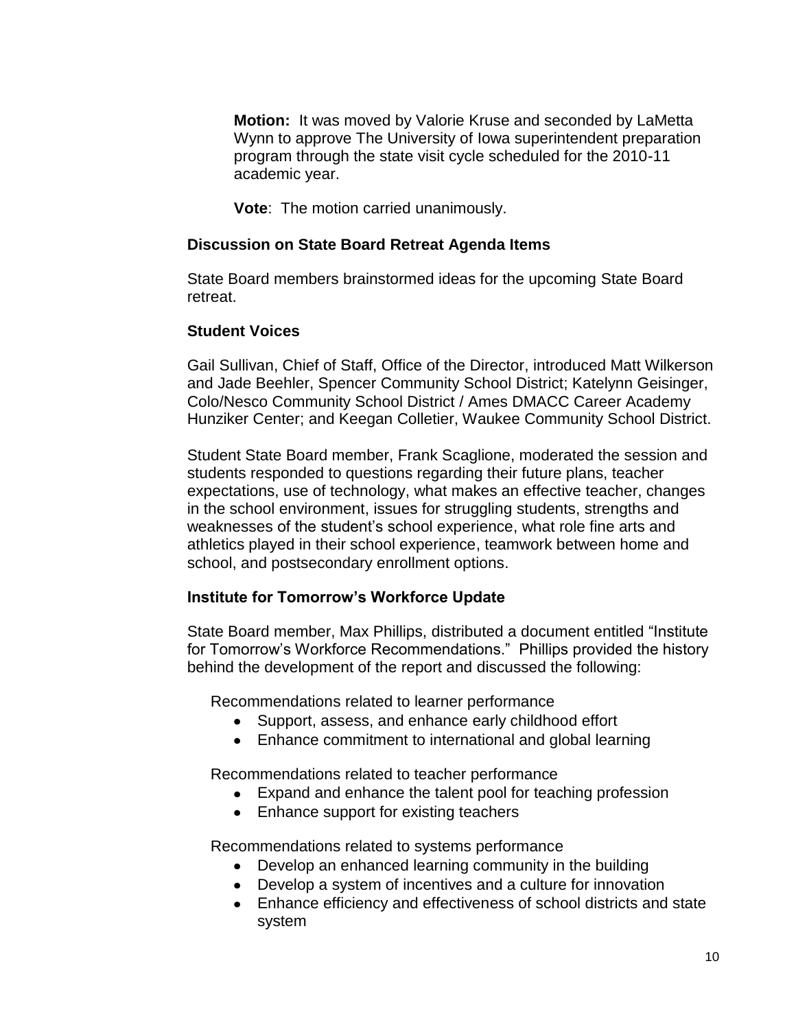**Motion:** It was moved by Valorie Kruse and seconded by LaMetta Wynn to approve The University of Iowa superintendent preparation program through the state visit cycle scheduled for the 2010-11 academic year.

**Vote**: The motion carried unanimously.

### Discussion on State Board Retreat Agenda Items

State Board members brainstormed ideas for the upcoming State Board retreat.

### Student Voices

Gail Sullivan, Chief of Staff, Office of the Director, introduced Matt Wilkerson and Jade Beehler, Spencer Community School District; Katelynn Geisinger, Colo/Nesco Community School District / Ames DMACC Career Academy Hunziker Center; and Keegan Colletier, Waukee Community School District.

Student State Board member, Frank Scaglione, moderated the session and students responded to questions regarding their future plans, teacher expectations, use of technology, what makes an effective teacher, changes in the school environment, issues for struggling students, strengths and weaknesses of the student's school experience, what role fine arts and athletics played in their school experience, teamwork between home and school, and postsecondary enrollment options.

### Institute for Tomorrow's Workforce Update

State Board member, Max Phillips, distributed a document entitled "Institute for Tomorrow's Workforce Recommendations." Phillips provided the history behind the development of the report and discussed the following:

Recommendations related to learner performance

- Support, assess, and enhance early childhood effort
- Enhance commitment to international and global learning

Recommendations related to teacher performance

- Expand and enhance the talent pool for teaching profession
- Enhance support for existing teachers

Recommendations related to systems performance

- Develop an enhanced learning community in the building
- Develop a system of incentives and a culture for innovation
- Enhance efficiency and effectiveness of school districts and state system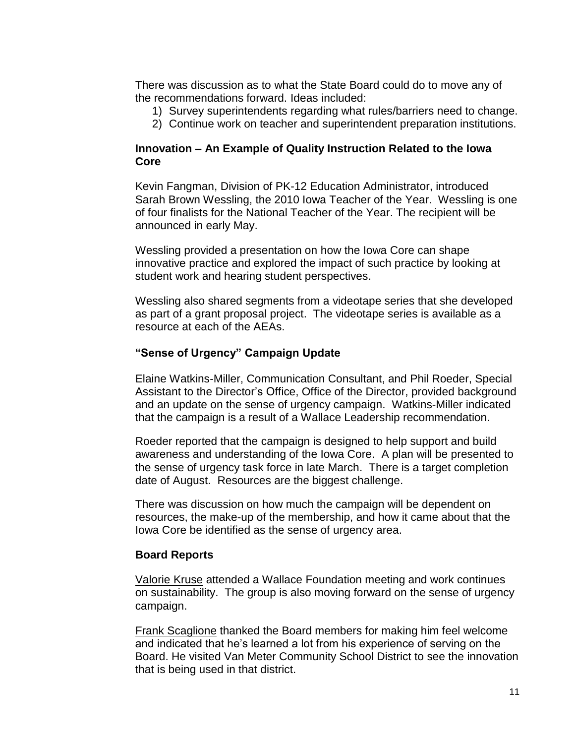There was discussion as to what the State Board could do to move any of the recommendations forward. Ideas included:

1) Survey superintendents regarding what rules/barriers need to change.
2) Continue work on teacher and superintendent preparation institutions.

### Innovation – An Example of Quality Instruction Related to the Iowa Core

Kevin Fangman, Division of PK-12 Education Administrator, introduced Sarah Brown Wessling, the 2010 Iowa Teacher of the Year. Wessling is one of four finalists for the National Teacher of the Year. The recipient will be announced in early May.

Wessling provided a presentation on how the Iowa Core can shape innovative practice and explored the impact of such practice by looking at student work and hearing student perspectives.

Wessling also shared segments from a videotape series that she developed as part of a grant proposal project. The videotape series is available as a resource at each of the AEAs.

### "Sense of Urgency" Campaign Update

Elaine Watkins-Miller, Communication Consultant, and Phil Roeder, Special Assistant to the Director's Office, Office of the Director, provided background and an update on the sense of urgency campaign. Watkins-Miller indicated that the campaign is a result of a Wallace Leadership recommendation.

Roeder reported that the campaign is designed to help support and build awareness and understanding of the Iowa Core. A plan will be presented to the sense of urgency task force in late March. There is a target completion date of August. Resources are the biggest challenge.

There was discussion on how much the campaign will be dependent on resources, the make-up of the membership, and how it came about that the Iowa Core be identified as the sense of urgency area.

### Board Reports

Valorie Kruse attended a Wallace Foundation meeting and work continues on sustainability. The group is also moving forward on the sense of urgency campaign.

Frank Scaglione thanked the Board members for making him feel welcome and indicated that he's learned a lot from his experience of serving on the Board. He visited Van Meter Community School District to see the innovation that is being used in that district.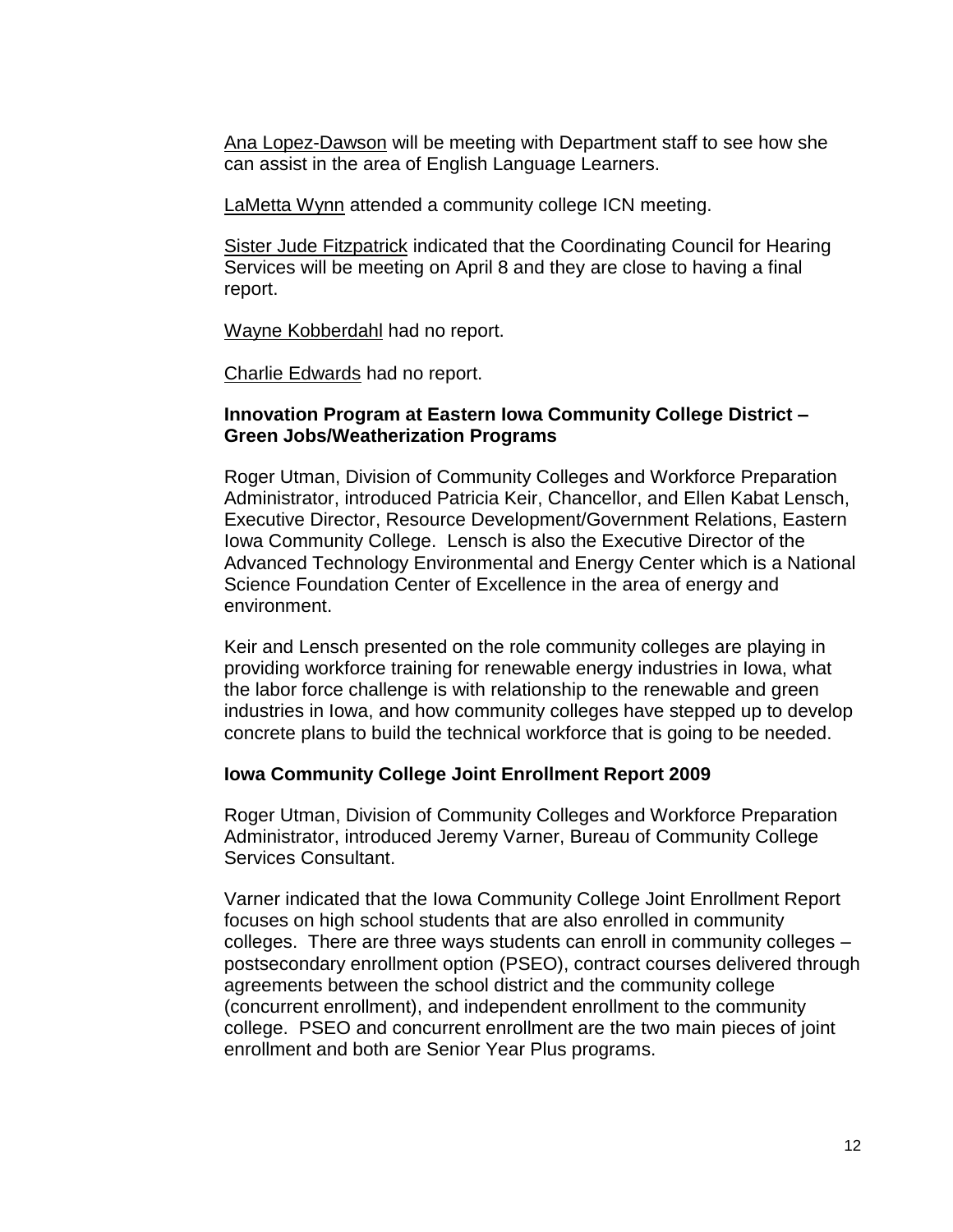<u>Ana Lopez-Dawson</u> will be meeting with Department staff to see how she can assist in the area of English Language Learners.

<u>LaMetta Wynn</u> attended a community college ICN meeting.

<u>Sister Jude Fitzpatrick</u> indicated that the Coordinating Council for Hearing Services will be meeting on April 8 and they are close to having a final report.

<u>Wayne Kobberdahl</u> had no report.

<u>Charlie Edwards</u> had no report.

**Innovation Program at Eastern Iowa Community College District – Green Jobs/Weatherization Programs**

Roger Utman, Division of Community Colleges and Workforce Preparation Administrator, introduced Patricia Keir, Chancellor, and Ellen Kabat Lensch, Executive Director, Resource Development/Government Relations, Eastern Iowa Community College. Lensch is also the Executive Director of the Advanced Technology Environmental and Energy Center which is a National Science Foundation Center of Excellence in the area of energy and environment.

Keir and Lensch presented on the role community colleges are playing in providing workforce training for renewable energy industries in Iowa, what the labor force challenge is with relationship to the renewable and green industries in Iowa, and how community colleges have stepped up to develop concrete plans to build the technical workforce that is going to be needed.

**Iowa Community College Joint Enrollment Report 2009**

Roger Utman, Division of Community Colleges and Workforce Preparation Administrator, introduced Jeremy Varner, Bureau of Community College Services Consultant.

Varner indicated that the Iowa Community College Joint Enrollment Report focuses on high school students that are also enrolled in community colleges. There are three ways students can enroll in community colleges – postsecondary enrollment option (PSEO), contract courses delivered through agreements between the school district and the community college (concurrent enrollment), and independent enrollment to the community college. PSEO and concurrent enrollment are the two main pieces of joint enrollment and both are Senior Year Plus programs.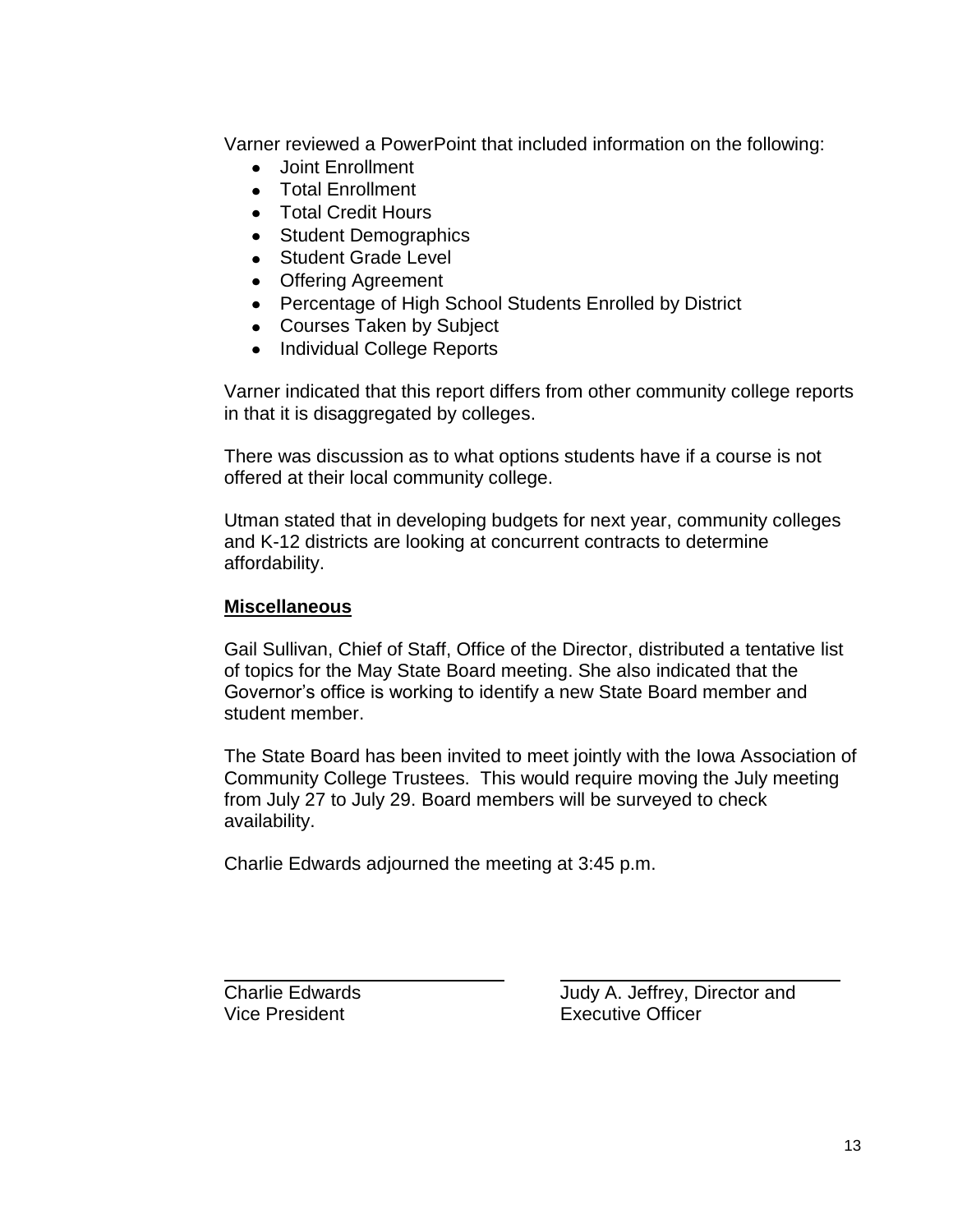Varner reviewed a PowerPoint that included information on the following:

- Joint Enrollment
- Total Enrollment
- Total Credit Hours
- Student Demographics
- Student Grade Level
- Offering Agreement
- Percentage of High School Students Enrolled by District
- Courses Taken by Subject
- Individual College Reports

Varner indicated that this report differs from other community college reports in that it is disaggregated by colleges.

There was discussion as to what options students have if a course is not offered at their local community college.

Utman stated that in developing budgets for next year, community colleges and K-12 districts are looking at concurrent contracts to determine affordability.

**Miscellaneous**

Gail Sullivan, Chief of Staff, Office of the Director, distributed a tentative list of topics for the May State Board meeting. She also indicated that the Governor's office is working to identify a new State Board member and student member.

The State Board has been invited to meet jointly with the Iowa Association of Community College Trustees. This would require moving the July meeting from July 27 to July 29. Board members will be surveyed to check availability.

Charlie Edwards adjourned the meeting at 3:45 p.m.

| | |
|---|---|
| Charlie Edwards<br>Vice President | Judy A. Jeffrey, Director and<br>Executive Officer |